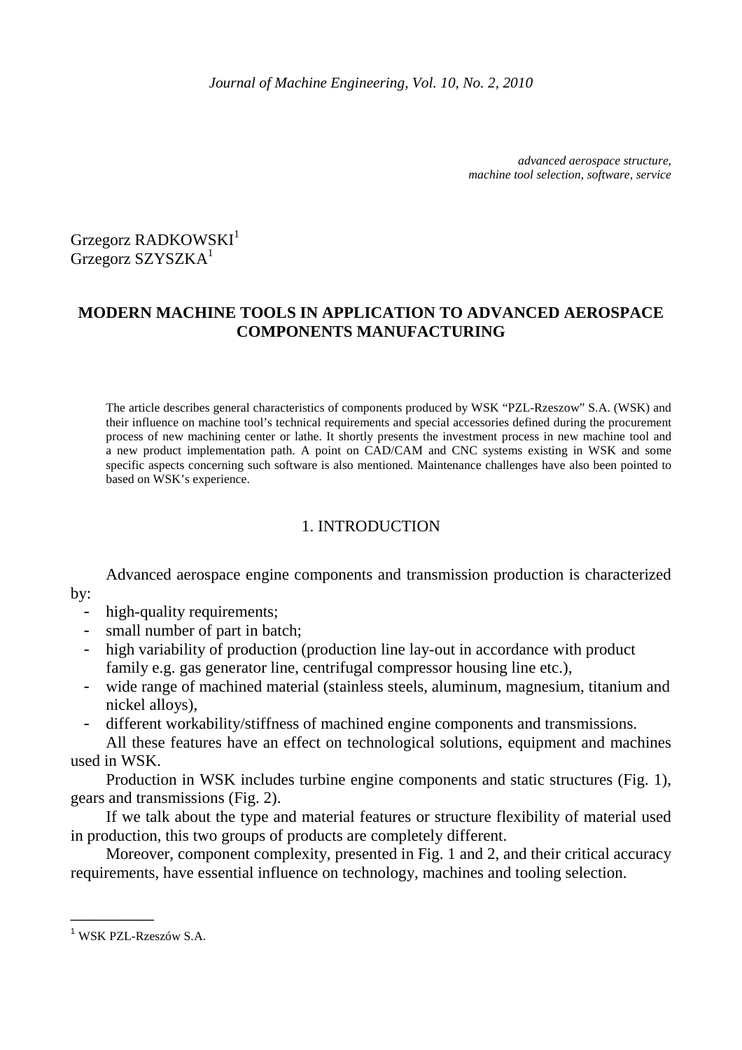*advanced aerospace structure,*
*machine tool selection, software, service*

Grzegorz RADKOWSKI[1]
Grzegorz SZYSZKA[1]

# MODERN MACHINE TOOLS IN APPLICATION TO ADVANCED AEROSPACE COMPONENTS MANUFACTURING

The article describes general characteristics of components produced by WSK "PZL-Rzeszow" S.A. (WSK) and their influence on machine tool's technical requirements and special accessories defined during the procurement process of new machining center or lathe. It shortly presents the investment process in new machine tool and a new product implementation path. A point on CAD/CAM and CNC systems existing in WSK and some specific aspects concerning such software is also mentioned. Maintenance challenges have also been pointed to based on WSK's experience.

## 1. INTRODUCTION

Advanced aerospace engine components and transmission production is characterized by:

- high-quality requirements;
- small number of part in batch;
- high variability of production (production line lay-out in accordance with product family e.g. gas generator line, centrifugal compressor housing line etc.),
- wide range of machined material (stainless steels, aluminum, magnesium, titanium and nickel alloys),
- different workability/stiffness of machined engine components and transmissions.

All these features have an effect on technological solutions, equipment and machines used in WSK.

Production in WSK includes turbine engine components and static structures (Fig. 1), gears and transmissions (Fig. 2).

If we talk about the type and material features or structure flexibility of material used in production, this two groups of products are completely different.

Moreover, component complexity, presented in Fig. 1 and 2, and their critical accuracy requirements, have essential influence on technology, machines and tooling selection.

---

[1] WSK PZL-Rzeszów S.A.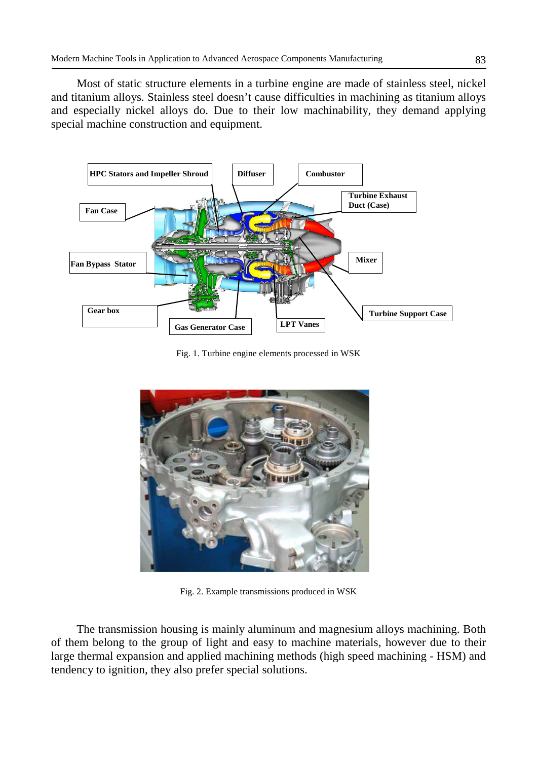Most of static structure elements in a turbine engine are made of stainless steel, nickel and titanium alloys. Stainless steel doesn't cause difficulties in machining as titanium alloys and especially nickel alloys do. Due to their low machinability, they demand applying special machine construction and equipment.

Fig. 1. Turbine engine elements processed in WSK

Fig. 2. Example transmissions produced in WSK

The transmission housing is mainly aluminum and magnesium alloys machining. Both of them belong to the group of light and easy to machine materials, however due to their large thermal expansion and applied machining methods (high speed machining - HSM) and tendency to ignition, they also prefer special solutions.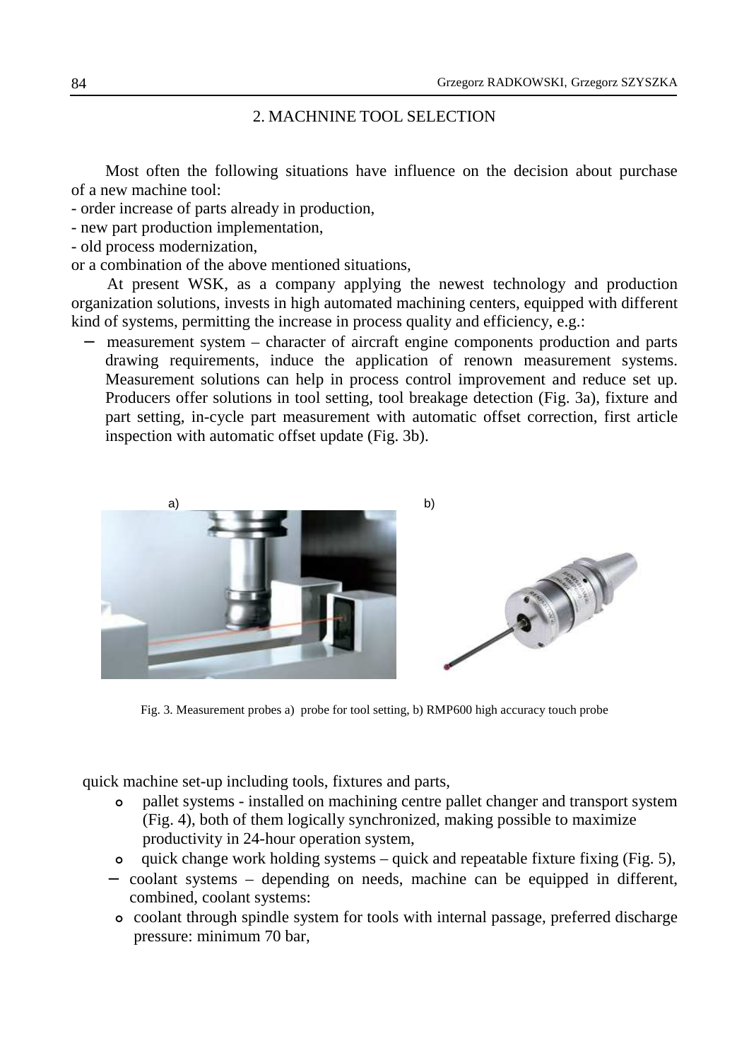## 2. MACHNINE TOOL SELECTION

Most often the following situations have influence on the decision about purchase of a new machine tool:

- order increase of parts already in production,
- new part production implementation,
- old process modernization,

or a combination of the above mentioned situations,

At present WSK, as a company applying the newest technology and production organization solutions, invests in high automated machining centers, equipped with different kind of systems, permitting the increase in process quality and efficiency, e.g.:

- measurement system – character of aircraft engine components production and parts drawing requirements, induce the application of renown measurement systems. Measurement solutions can help in process control improvement and reduce set up. Producers offer solutions in tool setting, tool breakage detection (Fig. 3a), fixture and part setting, in-cycle part measurement with automatic offset correction, first article inspection with automatic offset update (Fig. 3b).

Fig. 3. Measurement probes a) probe for tool setting, b) RMP600 high accuracy touch probe

quick machine set-up including tools, fixtures and parts,

- pallet systems - installed on machining centre pallet changer and transport system (Fig. 4), both of them logically synchronized, making possible to maximize productivity in 24-hour operation system,
- quick change work holding systems – quick and repeatable fixture fixing (Fig. 5),

- coolant systems – depending on needs, machine can be equipped in different, combined, coolant systems:
  - coolant through spindle system for tools with internal passage, preferred discharge pressure: minimum 70 bar,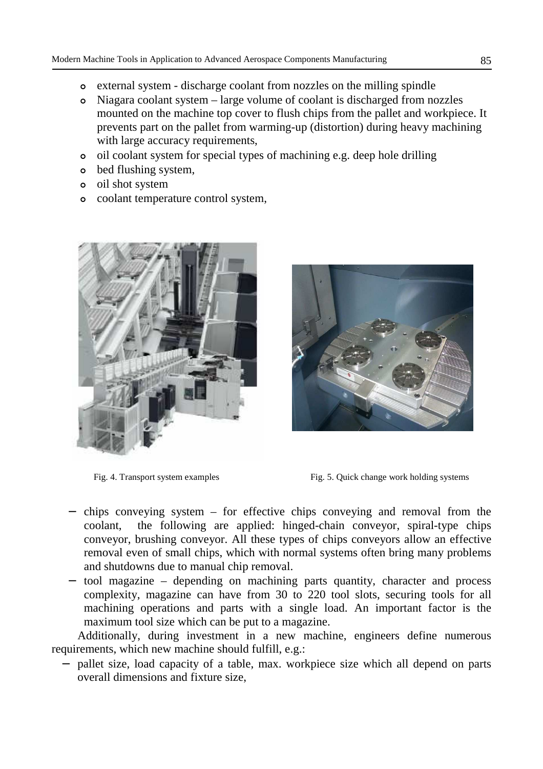- external system - discharge coolant from nozzles on the milling spindle
- Niagara coolant system – large volume of coolant is discharged from nozzles mounted on the machine top cover to flush chips from the pallet and workpiece. It prevents part on the pallet from warming-up (distortion) during heavy machining with large accuracy requirements,
- oil coolant system for special types of machining e.g. deep hole drilling
- bed flushing system,
- oil shot system
- coolant temperature control system,

Fig. 4. Transport system examples

Fig. 5. Quick change work holding systems

- chips conveying system – for effective chips conveying and removal from the coolant, the following are applied: hinged-chain conveyor, spiral-type chips conveyor, brushing conveyor. All these types of chips conveyors allow an effective removal even of small chips, which with normal systems often bring many problems and shutdowns due to manual chip removal.
- tool magazine – depending on machining parts quantity, character and process complexity, magazine can have from 30 to 220 tool slots, securing tools for all machining operations and parts with a single load. An important factor is the maximum tool size which can be put to a magazine.

Additionally, during investment in a new machine, engineers define numerous requirements, which new machine should fulfill, e.g.:

- pallet size, load capacity of a table, max. workpiece size which all depend on parts overall dimensions and fixture size,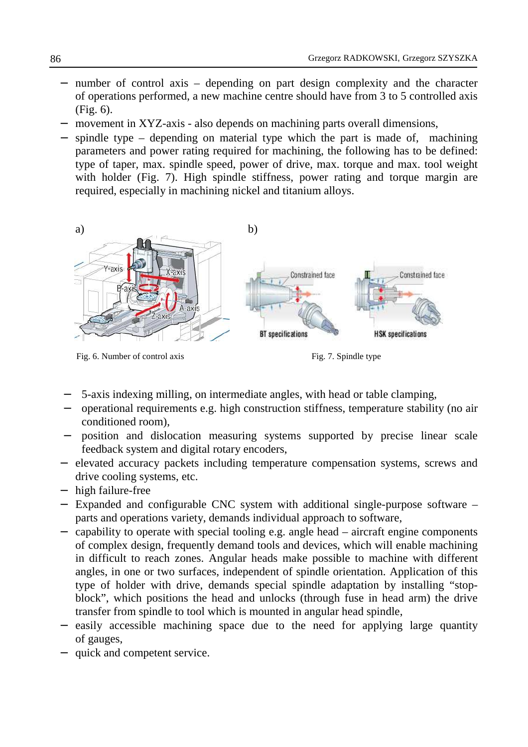- number of control axis – depending on part design complexity and the character of operations performed, a new machine centre should have from 3 to 5 controlled axis (Fig. 6).
- movement in XYZ-axis - also depends on machining parts overall dimensions,
- spindle type – depending on material type which the part is made of, machining parameters and power rating required for machining, the following has to be defined: type of taper, max. spindle speed, power of drive, max. torque and max. tool weight with holder (Fig. 7). High spindle stiffness, power rating and torque margin are required, especially in machining nickel and titanium alloys.

a) b)

Fig. 6. Number of control axis

Fig. 7. Spindle type

- 5-axis indexing milling, on intermediate angles, with head or table clamping,
- operational requirements e.g. high construction stiffness, temperature stability (no air conditioned room),
- position and dislocation measuring systems supported by precise linear scale feedback system and digital rotary encoders,
- elevated accuracy packets including temperature compensation systems, screws and drive cooling systems, etc.
- high failure-free
- Expanded and configurable CNC system with additional single-purpose software – parts and operations variety, demands individual approach to software,
- capability to operate with special tooling e.g. angle head – aircraft engine components of complex design, frequently demand tools and devices, which will enable machining in difficult to reach zones. Angular heads make possible to machine with different angles, in one or two surfaces, independent of spindle orientation. Application of this type of holder with drive, demands special spindle adaptation by installing "stop-block", which positions the head and unlocks (through fuse in head arm) the drive transfer from spindle to tool which is mounted in angular head spindle,
- easily accessible machining space due to the need for applying large quantity of gauges,
- quick and competent service.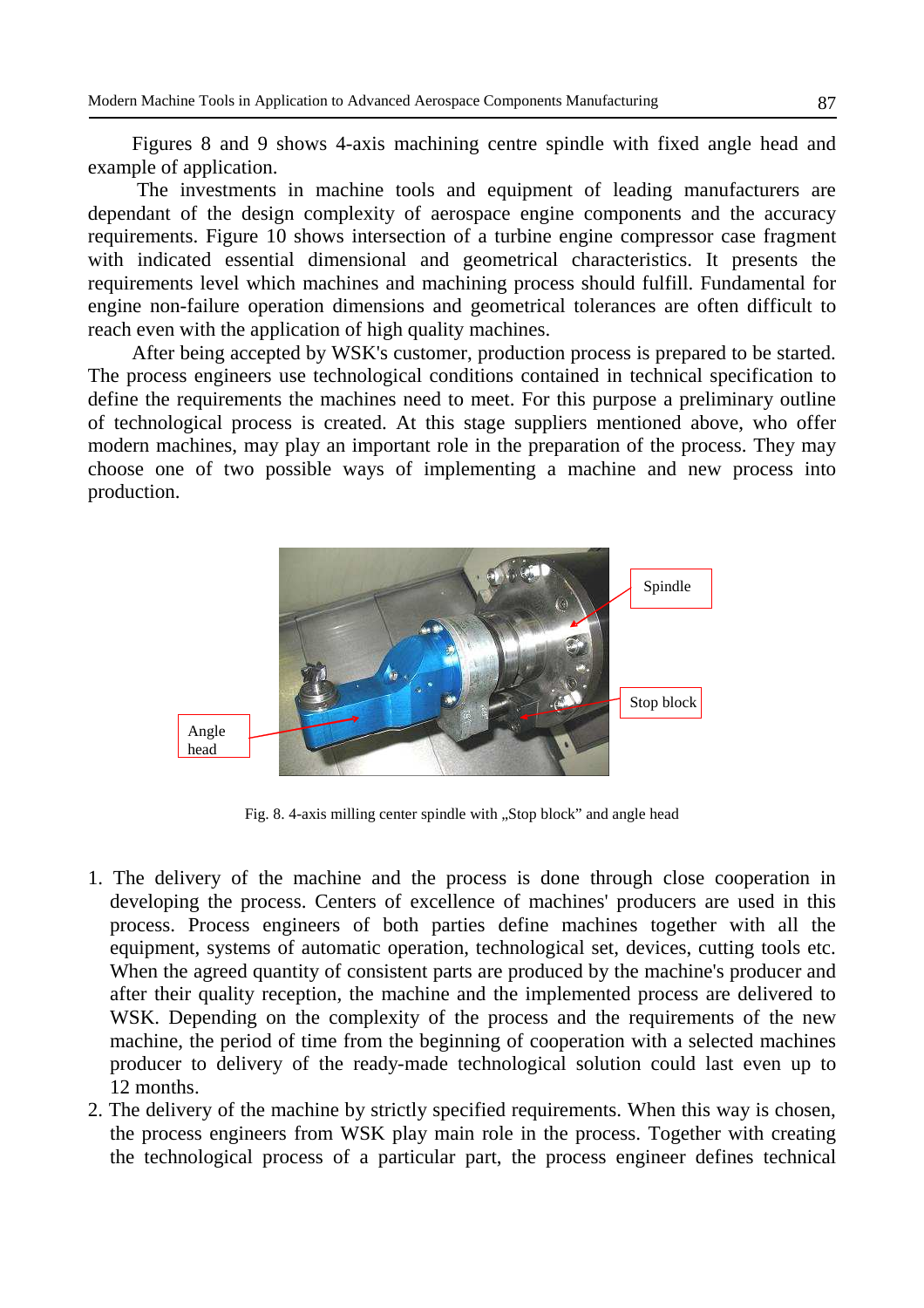Figures 8 and 9 shows 4-axis machining centre spindle with fixed angle head and example of application.

The investments in machine tools and equipment of leading manufacturers are dependant of the design complexity of aerospace engine components and the accuracy requirements. Figure 10 shows intersection of a turbine engine compressor case fragment with indicated essential dimensional and geometrical characteristics. It presents the requirements level which machines and machining process should fulfill. Fundamental for engine non-failure operation dimensions and geometrical tolerances are often difficult to reach even with the application of high quality machines.

After being accepted by WSK's customer, production process is prepared to be started. The process engineers use technological conditions contained in technical specification to define the requirements the machines need to meet. For this purpose a preliminary outline of technological process is created. At this stage suppliers mentioned above, who offer modern machines, may play an important role in the preparation of the process. They may choose one of two possible ways of implementing a machine and new process into production.

Fig. 8. 4-axis milling center spindle with „Stop block” and angle head

1. The delivery of the machine and the process is done through close cooperation in developing the process. Centers of excellence of machines' producers are used in this process. Process engineers of both parties define machines together with all the equipment, systems of automatic operation, technological set, devices, cutting tools etc. When the agreed quantity of consistent parts are produced by the machine's producer and after their quality reception, the machine and the implemented process are delivered to WSK. Depending on the complexity of the process and the requirements of the new machine, the period of time from the beginning of cooperation with a selected machines producer to delivery of the ready-made technological solution could last even up to 12 months.
2. The delivery of the machine by strictly specified requirements. When this way is chosen, the process engineers from WSK play main role in the process. Together with creating the technological process of a particular part, the process engineer defines technical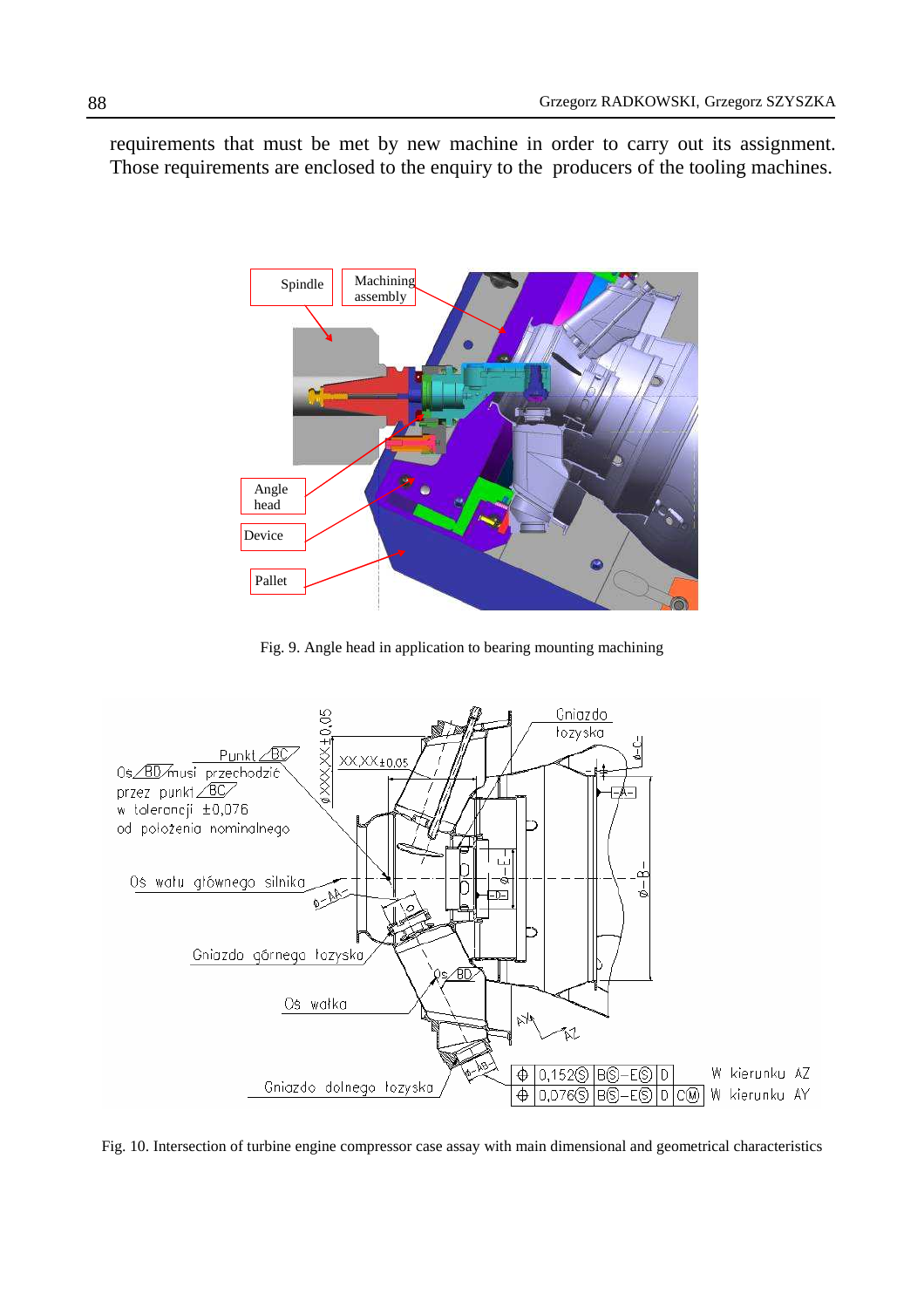requirements that must be met by new machine in order to carry out its assignment. Those requirements are enclosed to the enquiry to the producers of the tooling machines.

Fig. 9. Angle head in application to bearing mounting machining

Fig. 10. Intersection of turbine engine compressor case assay with main dimensional and geometrical characteristics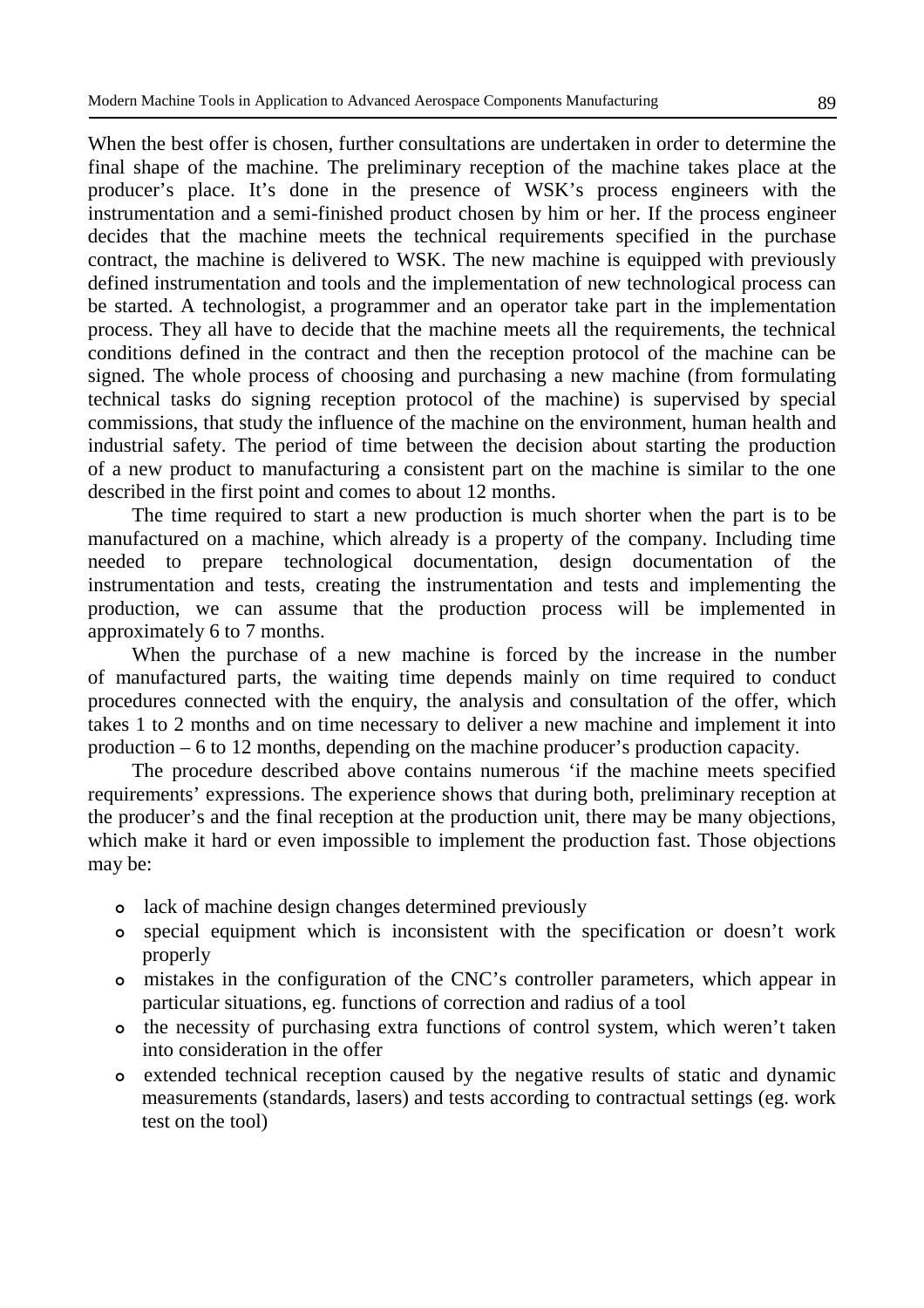When the best offer is chosen, further consultations are undertaken in order to determine the final shape of the machine. The preliminary reception of the machine takes place at the producer's place. It's done in the presence of WSK's process engineers with the instrumentation and a semi-finished product chosen by him or her. If the process engineer decides that the machine meets the technical requirements specified in the purchase contract, the machine is delivered to WSK. The new machine is equipped with previously defined instrumentation and tools and the implementation of new technological process can be started. A technologist, a programmer and an operator take part in the implementation process. They all have to decide that the machine meets all the requirements, the technical conditions defined in the contract and then the reception protocol of the machine can be signed. The whole process of choosing and purchasing a new machine (from formulating technical tasks do signing reception protocol of the machine) is supervised by special commissions, that study the influence of the machine on the environment, human health and industrial safety. The period of time between the decision about starting the production of a new product to manufacturing a consistent part on the machine is similar to the one described in the first point and comes to about 12 months.

The time required to start a new production is much shorter when the part is to be manufactured on a machine, which already is a property of the company. Including time needed to prepare technological documentation, design documentation of the instrumentation and tests, creating the instrumentation and tests and implementing the production, we can assume that the production process will be implemented in approximately 6 to 7 months.

When the purchase of a new machine is forced by the increase in the number of manufactured parts, the waiting time depends mainly on time required to conduct procedures connected with the enquiry, the analysis and consultation of the offer, which takes 1 to 2 months and on time necessary to deliver a new machine and implement it into production – 6 to 12 months, depending on the machine producer's production capacity.

The procedure described above contains numerous 'if the machine meets specified requirements' expressions. The experience shows that during both, preliminary reception at the producer's and the final reception at the production unit, there may be many objections, which make it hard or even impossible to implement the production fast. Those objections may be:

- lack of machine design changes determined previously
- special equipment which is inconsistent with the specification or doesn't work properly
- mistakes in the configuration of the CNC's controller parameters, which appear in particular situations, eg. functions of correction and radius of a tool
- the necessity of purchasing extra functions of control system, which weren't taken into consideration in the offer
- extended technical reception caused by the negative results of static and dynamic measurements (standards, lasers) and tests according to contractual settings (eg. work test on the tool)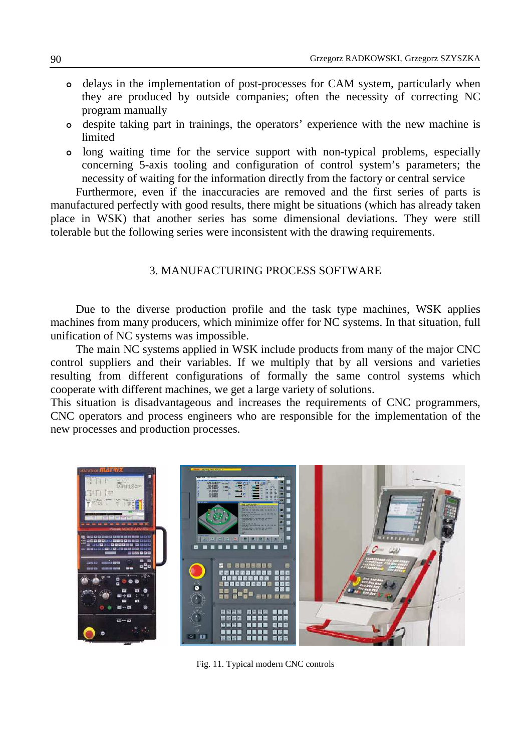- delays in the implementation of post-processes for CAM system, particularly when they are produced by outside companies; often the necessity of correcting NC program manually
- despite taking part in trainings, the operators' experience with the new machine is limited
- long waiting time for the service support with non-typical problems, especially concerning 5-axis tooling and configuration of control system's parameters; the necessity of waiting for the information directly from the factory or central service

Furthermore, even if the inaccuracies are removed and the first series of parts is manufactured perfectly with good results, there might be situations (which has already taken place in WSK) that another series has some dimensional deviations. They were still tolerable but the following series were inconsistent with the drawing requirements.

## 3. MANUFACTURING PROCESS SOFTWARE

Due to the diverse production profile and the task type machines, WSK applies machines from many producers, which minimize offer for NC systems. In that situation, full unification of NC systems was impossible.

The main NC systems applied in WSK include products from many of the major CNC control suppliers and their variables. If we multiply that by all versions and varieties resulting from different configurations of formally the same control systems which cooperate with different machines, we get a large variety of solutions.

This situation is disadvantageous and increases the requirements of CNC programmers, CNC operators and process engineers who are responsible for the implementation of the new processes and production processes.

Fig. 11. Typical modern CNC controls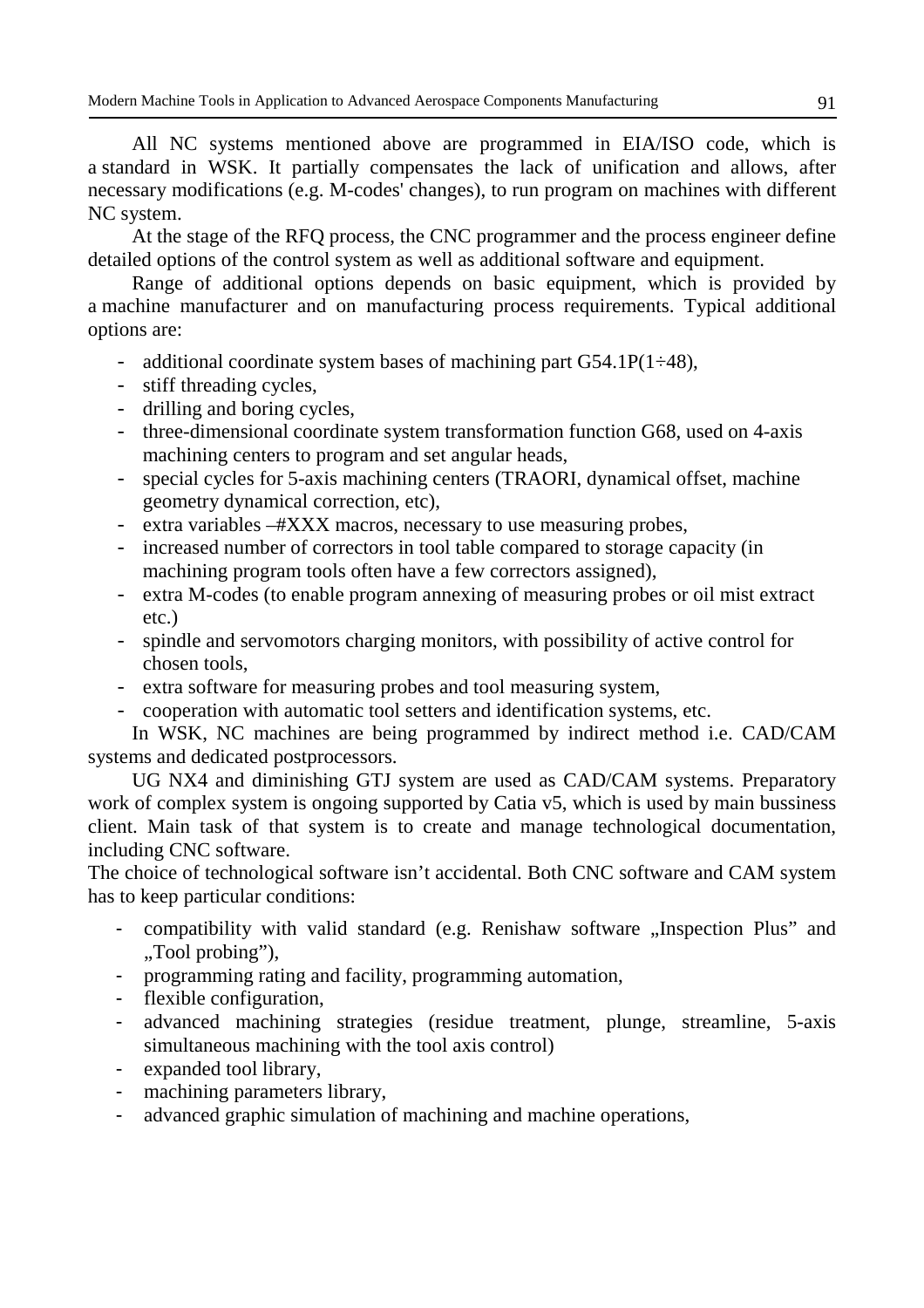All NC systems mentioned above are programmed in EIA/ISO code, which is a standard in WSK. It partially compensates the lack of unification and allows, after necessary modifications (e.g. M-codes' changes), to run program on machines with different NC system.

At the stage of the RFQ process, the CNC programmer and the process engineer define detailed options of the control system as well as additional software and equipment.

Range of additional options depends on basic equipment, which is provided by a machine manufacturer and on manufacturing process requirements. Typical additional options are:

- additional coordinate system bases of machining part G54.1P(1÷48),
- stiff threading cycles,
- drilling and boring cycles,
- three-dimensional coordinate system transformation function G68, used on 4-axis machining centers to program and set angular heads,
- special cycles for 5-axis machining centers (TRAORI, dynamical offset, machine geometry dynamical correction, etc),
- extra variables –#XXX macros, necessary to use measuring probes,
- increased number of correctors in tool table compared to storage capacity (in machining program tools often have a few correctors assigned),
- extra M-codes (to enable program annexing of measuring probes or oil mist extract etc.)
- spindle and servomotors charging monitors, with possibility of active control for chosen tools,
- extra software for measuring probes and tool measuring system,
- cooperation with automatic tool setters and identification systems, etc.

In WSK, NC machines are being programmed by indirect method i.e. CAD/CAM systems and dedicated postprocessors.

UG NX4 and diminishing GTJ system are used as CAD/CAM systems. Preparatory work of complex system is ongoing supported by Catia v5, which is used by main bussiness client. Main task of that system is to create and manage technological documentation, including CNC software.

The choice of technological software isn't accidental. Both CNC software and CAM system has to keep particular conditions:

- compatibility with valid standard (e.g. Renishaw software „Inspection Plus" and „Tool probing"),
- programming rating and facility, programming automation,
- flexible configuration,
- advanced machining strategies (residue treatment, plunge, streamline, 5-axis simultaneous machining with the tool axis control)
- expanded tool library,
- machining parameters library,
- advanced graphic simulation of machining and machine operations,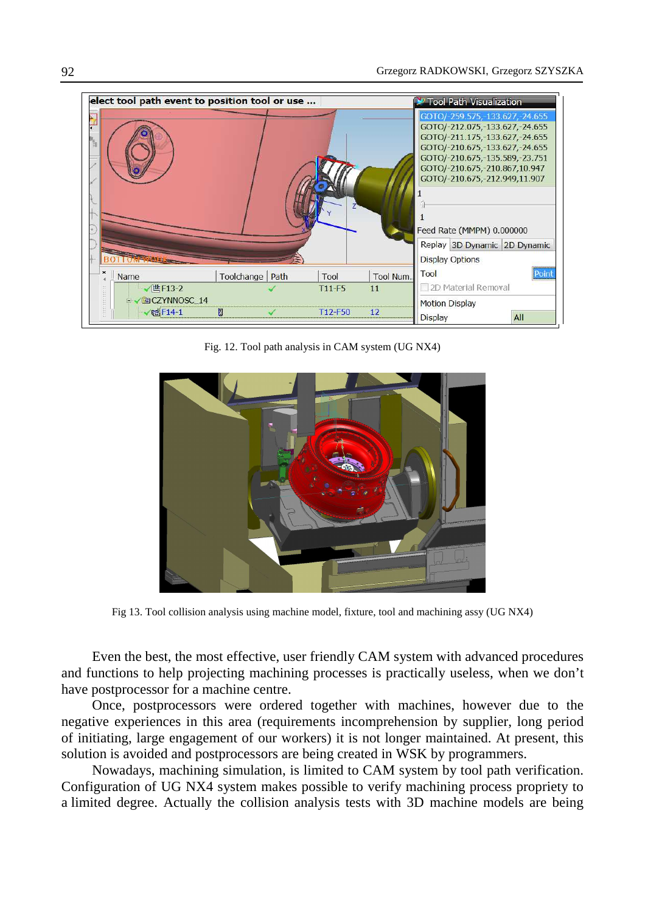Fig. 12. Tool path analysis in CAM system (UG NX4)

Fig 13. Tool collision analysis using machine model, fixture, tool and machining assy (UG NX4)

Even the best, the most effective, user friendly CAM system with advanced procedures and functions to help projecting machining processes is practically useless, when we don't have postprocessor for a machine centre.

Once, postprocessors were ordered together with machines, however due to the negative experiences in this area (requirements incomprehension by supplier, long period of initiating, large engagement of our workers) it is not longer maintained. At present, this solution is avoided and postprocessors are being created in WSK by programmers.

Nowadays, machining simulation, is limited to CAM system by tool path verification. Configuration of UG NX4 system makes possible to verify machining process propriety to a limited degree. Actually the collision analysis tests with 3D machine models are being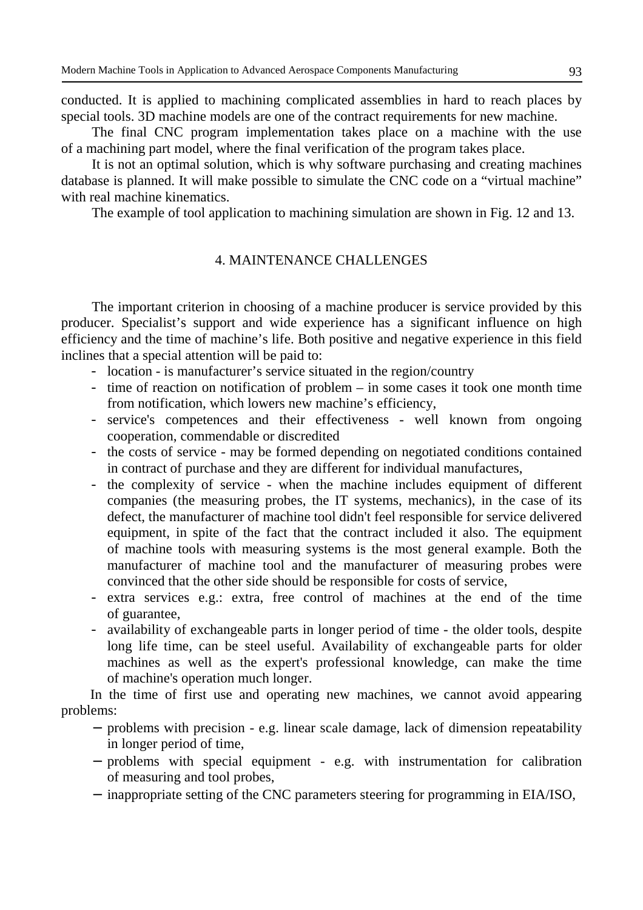conducted. It is applied to machining complicated assemblies in hard to reach places by special tools. 3D machine models are one of the contract requirements for new machine.

The final CNC program implementation takes place on a machine with the use of a machining part model, where the final verification of the program takes place.

It is not an optimal solution, which is why software purchasing and creating machines database is planned. It will make possible to simulate the CNC code on a "virtual machine" with real machine kinematics.

The example of tool application to machining simulation are shown in Fig. 12 and 13.

## 4. MAINTENANCE CHALLENGES

The important criterion in choosing of a machine producer is service provided by this producer. Specialist's support and wide experience has a significant influence on high efficiency and the time of machine's life. Both positive and negative experience in this field inclines that a special attention will be paid to:

- location - is manufacturer's service situated in the region/country
- time of reaction on notification of problem – in some cases it took one month time from notification, which lowers new machine's efficiency,
- service's competences and their effectiveness - well known from ongoing cooperation, commendable or discredited
- the costs of service - may be formed depending on negotiated conditions contained in contract of purchase and they are different for individual manufactures,
- the complexity of service - when the machine includes equipment of different companies (the measuring probes, the IT systems, mechanics), in the case of its defect, the manufacturer of machine tool didn't feel responsible for service delivered equipment, in spite of the fact that the contract included it also. The equipment of machine tools with measuring systems is the most general example. Both the manufacturer of machine tool and the manufacturer of measuring probes were convinced that the other side should be responsible for costs of service,
- extra services e.g.: extra, free control of machines at the end of the time of guarantee,
- availability of exchangeable parts in longer period of time - the older tools, despite long life time, can be steel useful. Availability of exchangeable parts for older machines as well as the expert's professional knowledge, can make the time of machine's operation much longer.

In the time of first use and operating new machines, we cannot avoid appearing problems:

- problems with precision - e.g. linear scale damage, lack of dimension repeatability in longer period of time,
- problems with special equipment - e.g. with instrumentation for calibration of measuring and tool probes,
- inappropriate setting of the CNC parameters steering for programming in EIA/ISO,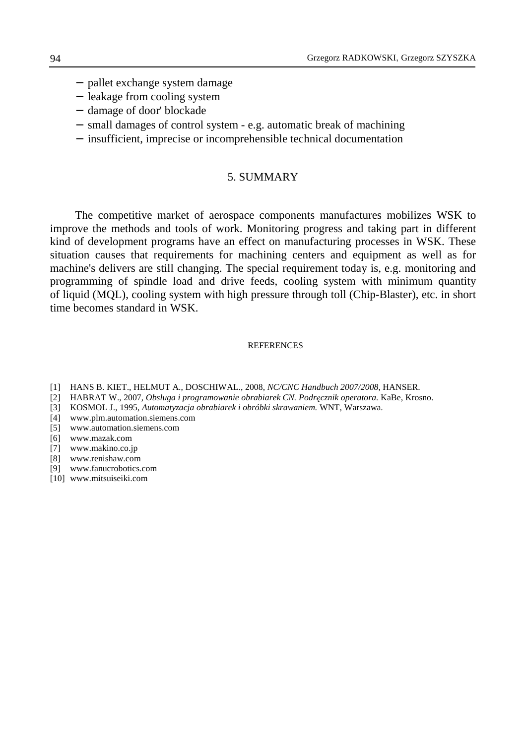- pallet exchange system damage
- leakage from cooling system
- damage of door' blockade
- small damages of control system - e.g. automatic break of machining
- insufficient, imprecise or incomprehensible technical documentation

## 5. SUMMARY

The competitive market of aerospace components manufactures mobilizes WSK to improve the methods and tools of work. Monitoring progress and taking part in different kind of development programs have an effect on manufacturing processes in WSK. These situation causes that requirements for machining centers and equipment as well as for machine's delivers are still changing. The special requirement today is, e.g. monitoring and programming of spindle load and drive feeds, cooling system with minimum quantity of liquid (MQL), cooling system with high pressure through toll (Chip-Blaster), etc. in short time becomes standard in WSK.

## REFERENCES

[1] HANS B. KIET., HELMUT A., DOSCHIWAL., 2008, *NC/CNC Handbuch 2007/2008*, HANSER.
[2] HABRAT W., 2007, *Obsługa i programowanie obrabiarek CN. Podręcznik operatora.* KaBe, Krosno.
[3] KOSMOL J., 1995, *Automatyzacja obrabiarek i obróbki skrawaniem.* WNT, Warszawa.
[4] www.plm.automation.siemens.com
[5] www.automation.siemens.com
[6] www.mazak.com
[7] www.makino.co.jp
[8] www.renishaw.com
[9] www.fanucrobotics.com
[10] www.mitsuiseiki.com